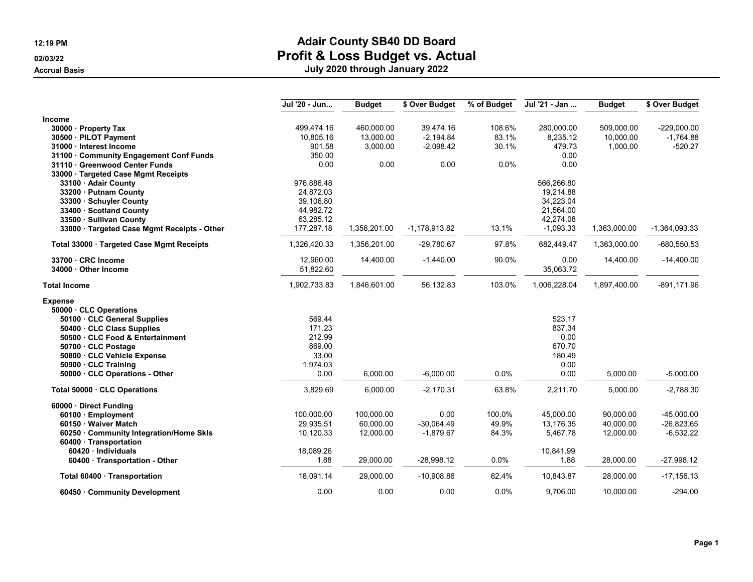# Adair County SB40 DD Board
## Profit & Loss Budget vs. Actual
### July 2020 through January 2022

12:19 PM
02/03/22
Accrual Basis

| | Jul '20 - Jun... | Budget | $ Over Budget | % of Budget | Jul '21 - Jan ... | Budget | $ Over Budget |
|---|---|---|---|---|---|---|---|
| **Income** | | | | | | | |
| **30000 · Property Tax** | 499,474.16 | 460,000.00 | 39,474.16 | 108.6% | 280,000.00 | 509,000.00 | -229,000.00 |
| **30500 · PILOT Payment** | 10,805.16 | 13,000.00 | -2,194.84 | 83.1% | 8,235.12 | 10,000.00 | -1,764.88 |
| **31000 · Interest Income** | 901.58 | 3,000.00 | -2,098.42 | 30.1% | 479.73 | 1,000.00 | -520.27 |
| **31100 · Community Engagement Conf Funds** | 350.00 | | | | 0.00 | | |
| **31110 · Greenwood Center Funds** | 0.00 | 0.00 | 0.00 | 0.0% | 0.00 | | |
| **33000 · Targeted Case Mgmt Receipts** | | | | | | | |
| **33100 · Adair County** | 976,886.48 | | | | 566,266.80 | | |
| **33200 · Putnam County** | 24,872.03 | | | | 19,214.88 | | |
| **33300 · Schuyler County** | 39,106.80 | | | | 34,223.04 | | |
| **33400 · Scotland County** | 44,982.72 | | | | 21,564.00 | | |
| **33500 · Sullivan County** | 63,285.12 | | | | 42,274.08 | | |
| **33000 · Targeted Case Mgmt Receipts - Other** | 177,287.18 | 1,356,201.00 | -1,178,913.82 | 13.1% | -1,093.33 | 1,363,000.00 | -1,364,093.33 |
| **Total 33000 · Targeted Case Mgmt Receipts** | 1,326,420.33 | 1,356,201.00 | -29,780.67 | 97.8% | 682,449.47 | 1,363,000.00 | -680,550.53 |
| **33700 · CRC Income** | 12,960.00 | 14,400.00 | -1,440.00 | 90.0% | 0.00 | 14,400.00 | -14,400.00 |
| **34000 · Other Income** | 51,822.60 | | | | 35,063.72 | | |
| **Total Income** | 1,902,733.83 | 1,846,601.00 | 56,132.83 | 103.0% | 1,006,228.04 | 1,897,400.00 | -891,171.96 |
| **Expense** | | | | | | | |
| **50000 · CLC Operations** | | | | | | | |
| **50100 · CLC General Supplies** | 569.44 | | | | 523.17 | | |
| **50400 · CLC Class Supplies** | 171.23 | | | | 837.34 | | |
| **50500 · CLC Food & Entertainment** | 212.99 | | | | 0.00 | | |
| **50700 · CLC Postage** | 869.00 | | | | 670.70 | | |
| **50800 · CLC Vehicle Expense** | 33.00 | | | | 180.49 | | |
| **50900 · CLC Training** | 1,974.03 | | | | 0.00 | | |
| **50000 · CLC Operations - Other** | 0.00 | 6,000.00 | -6,000.00 | 0.0% | 0.00 | 5,000.00 | -5,000.00 |
| **Total 50000 · CLC Operations** | 3,829.69 | 6,000.00 | -2,170.31 | 63.8% | 2,211.70 | 5,000.00 | -2,788.30 |
| **60000 · Direct Funding** | | | | | | | |
| **60100 · Employment** | 100,000.00 | 100,000.00 | 0.00 | 100.0% | 45,000.00 | 90,000.00 | -45,000.00 |
| **60150 · Waiver Match** | 29,935.51 | 60,000.00 | -30,064.49 | 49.9% | 13,176.35 | 40,000.00 | -26,823.65 |
| **60250 · Community Integration/Home Skls** | 10,120.33 | 12,000.00 | -1,879.67 | 84.3% | 5,467.78 | 12,000.00 | -6,532.22 |
| **60400 · Transportation** | | | | | | | |
| **60420 · Individuals** | 18,089.26 | | | | 10,841.99 | | |
| **60400 · Transportation - Other** | 1.88 | 29,000.00 | -28,998.12 | 0.0% | 1.88 | 28,000.00 | -27,998.12 |
| **Total 60400 · Transportation** | 18,091.14 | 29,000.00 | -10,908.86 | 62.4% | 10,843.87 | 28,000.00 | -17,156.13 |
| **60450 · Community Development** | 0.00 | 0.00 | 0.00 | 0.0% | 9,706.00 | 10,000.00 | -294.00 |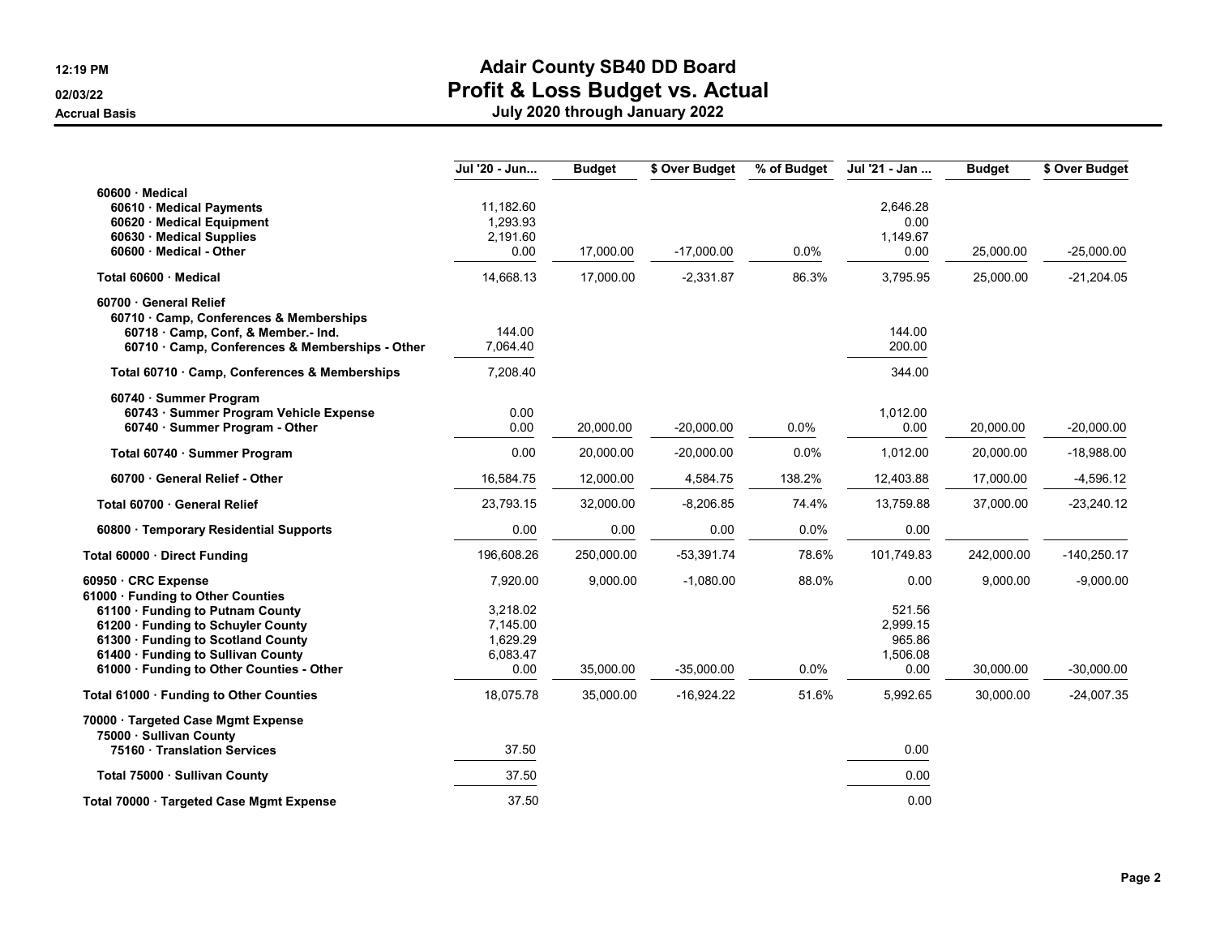# Adair County SB40 DD Board
## Profit & Loss Budget vs. Actual
### July 2020 through January 2022

Accrual Basis

| | Jul '20 - Jun... | Budget | $ Over Budget | % of Budget | Jul '21 - Jan ... | Budget | $ Over Budget |
|---|---|---|---|---|---|---|---|
| 60600 · Medical | | | | | | | |
| 60610 · Medical Payments | 11,182.60 | | | | 2,646.28 | | |
| 60620 · Medical Equipment | 1,293.93 | | | | 0.00 | | |
| 60630 · Medical Supplies | 2,191.60 | | | | 1,149.67 | | |
| 60600 · Medical - Other | 0.00 | 17,000.00 | -17,000.00 | 0.0% | 0.00 | 25,000.00 | -25,000.00 |
| Total 60600 · Medical | 14,668.13 | 17,000.00 | -2,331.87 | 86.3% | 3,795.95 | 25,000.00 | -21,204.05 |
| 60700 · General Relief | | | | | | | |
| 60710 · Camp, Conferences & Memberships | | | | | | | |
| 60718 · Camp, Conf, & Member.- Ind. | 144.00 | | | | 144.00 | | |
| 60710 · Camp, Conferences & Memberships - Other | 7,064.40 | | | | 200.00 | | |
| Total 60710 · Camp, Conferences & Memberships | 7,208.40 | | | | 344.00 | | |
| 60740 · Summer Program | | | | | | | |
| 60743 · Summer Program Vehicle Expense | 0.00 | | | | 1,012.00 | | |
| 60740 · Summer Program - Other | 0.00 | 20,000.00 | -20,000.00 | 0.0% | 0.00 | 20,000.00 | -20,000.00 |
| Total 60740 · Summer Program | 0.00 | 20,000.00 | -20,000.00 | 0.0% | 1,012.00 | 20,000.00 | -18,988.00 |
| 60700 · General Relief - Other | 16,584.75 | 12,000.00 | 4,584.75 | 138.2% | 12,403.88 | 17,000.00 | -4,596.12 |
| Total 60700 · General Relief | 23,793.15 | 32,000.00 | -8,206.85 | 74.4% | 13,759.88 | 37,000.00 | -23,240.12 |
| 60800 · Temporary Residential Supports | 0.00 | 0.00 | 0.00 | 0.0% | 0.00 | | |
| Total 60000 · Direct Funding | 196,608.26 | 250,000.00 | -53,391.74 | 78.6% | 101,749.83 | 242,000.00 | -140,250.17 |
| 60950 · CRC Expense | 7,920.00 | 9,000.00 | -1,080.00 | 88.0% | 0.00 | 9,000.00 | -9,000.00 |
| 61000 · Funding to Other Counties | | | | | | | |
| 61100 · Funding to Putnam County | 3,218.02 | | | | 521.56 | | |
| 61200 · Funding to Schuyler County | 7,145.00 | | | | 2,999.15 | | |
| 61300 · Funding to Scotland County | 1,629.29 | | | | 965.86 | | |
| 61400 · Funding to Sullivan County | 6,083.47 | | | | 1,506.08 | | |
| 61000 · Funding to Other Counties - Other | 0.00 | 35,000.00 | -35,000.00 | 0.0% | 0.00 | 30,000.00 | -30,000.00 |
| Total 61000 · Funding to Other Counties | 18,075.78 | 35,000.00 | -16,924.22 | 51.6% | 5,992.65 | 30,000.00 | -24,007.35 |
| 70000 · Targeted Case Mgmt Expense | | | | | | | |
| 75000 · Sullivan County | | | | | | | |
| 75160 · Translation Services | 37.50 | | | | 0.00 | | |
| Total 75000 · Sullivan County | 37.50 | | | | 0.00 | | |
| Total 70000 · Targeted Case Mgmt Expense | 37.50 | | | | 0.00 | | |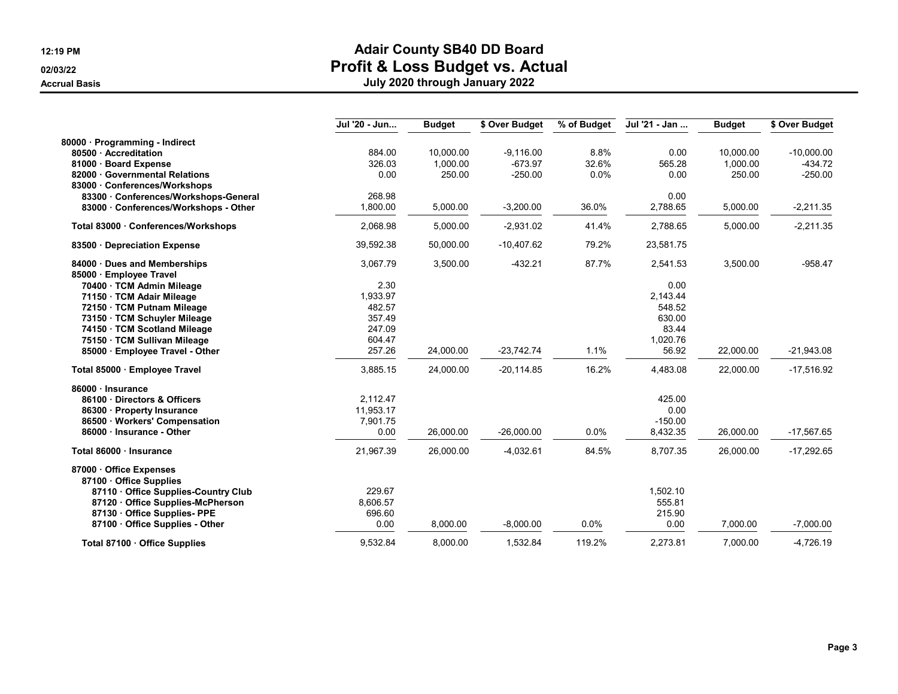# Adair County SB40 DD Board
## Profit & Loss Budget vs. Actual
### July 2020 through January 2022

Accrual Basis

| | Jul '20 - Jun... | Budget | $ Over Budget | % of Budget | Jul '21 - Jan ... | Budget | $ Over Budget |
|---|---|---|---|---|---|---|---|
| 80000 · Programming - Indirect | | | | | | | |
| 80500 · Accreditation | 884.00 | 10,000.00 | -9,116.00 | 8.8% | 0.00 | 10,000.00 | -10,000.00 |
| 81000 · Board Expense | 326.03 | 1,000.00 | -673.97 | 32.6% | 565.28 | 1,000.00 | -434.72 |
| 82000 · Governmental Relations | 0.00 | 250.00 | -250.00 | 0.0% | 0.00 | 250.00 | -250.00 |
| 83000 · Conferences/Workshops | | | | | | | |
| 83300 · Conferences/Workshops-General | 268.98 | | | | 0.00 | | |
| 83000 · Conferences/Workshops - Other | 1,800.00 | 5,000.00 | -3,200.00 | 36.0% | 2,788.65 | 5,000.00 | -2,211.35 |
| Total 83000 · Conferences/Workshops | 2,068.98 | 5,000.00 | -2,931.02 | 41.4% | 2,788.65 | 5,000.00 | -2,211.35 |
| 83500 · Depreciation Expense | 39,592.38 | 50,000.00 | -10,407.62 | 79.2% | 23,581.75 | | |
| 84000 · Dues and Memberships | 3,067.79 | 3,500.00 | -432.21 | 87.7% | 2,541.53 | 3,500.00 | -958.47 |
| 85000 · Employee Travel | | | | | | | |
| 70400 · TCM Admin Mileage | 2.30 | | | | 0.00 | | |
| 71150 · TCM Adair Mileage | 1,933.97 | | | | 2,143.44 | | |
| 72150 · TCM Putnam Mileage | 482.57 | | | | 548.52 | | |
| 73150 · TCM Schuyler Mileage | 357.49 | | | | 630.00 | | |
| 74150 · TCM Scotland Mileage | 247.09 | | | | 83.44 | | |
| 75150 · TCM Sullivan Mileage | 604.47 | | | | 1,020.76 | | |
| 85000 · Employee Travel - Other | 257.26 | 24,000.00 | -23,742.74 | 1.1% | 56.92 | 22,000.00 | -21,943.08 |
| Total 85000 · Employee Travel | 3,885.15 | 24,000.00 | -20,114.85 | 16.2% | 4,483.08 | 22,000.00 | -17,516.92 |
| 86000 · Insurance | | | | | | | |
| 86100 · Directors & Officers | 2,112.47 | | | | 425.00 | | |
| 86300 · Property Insurance | 11,953.17 | | | | 0.00 | | |
| 86500 · Workers' Compensation | 7,901.75 | | | | -150.00 | | |
| 86000 · Insurance - Other | 0.00 | 26,000.00 | -26,000.00 | 0.0% | 8,432.35 | 26,000.00 | -17,567.65 |
| Total 86000 · Insurance | 21,967.39 | 26,000.00 | -4,032.61 | 84.5% | 8,707.35 | 26,000.00 | -17,292.65 |
| 87000 · Office Expenses | | | | | | | |
| 87100 · Office Supplies | | | | | | | |
| 87110 · Office Supplies-Country Club | 229.67 | | | | 1,502.10 | | |
| 87120 · Office Supplies-McPherson | 8,606.57 | | | | 555.81 | | |
| 87130 · Office Supplies- PPE | 696.60 | | | | 215.90 | | |
| 87100 · Office Supplies - Other | 0.00 | 8,000.00 | -8,000.00 | 0.0% | 0.00 | 7,000.00 | -7,000.00 |
| Total 87100 · Office Supplies | 9,532.84 | 8,000.00 | 1,532.84 | 119.2% | 2,273.81 | 7,000.00 | -4,726.19 |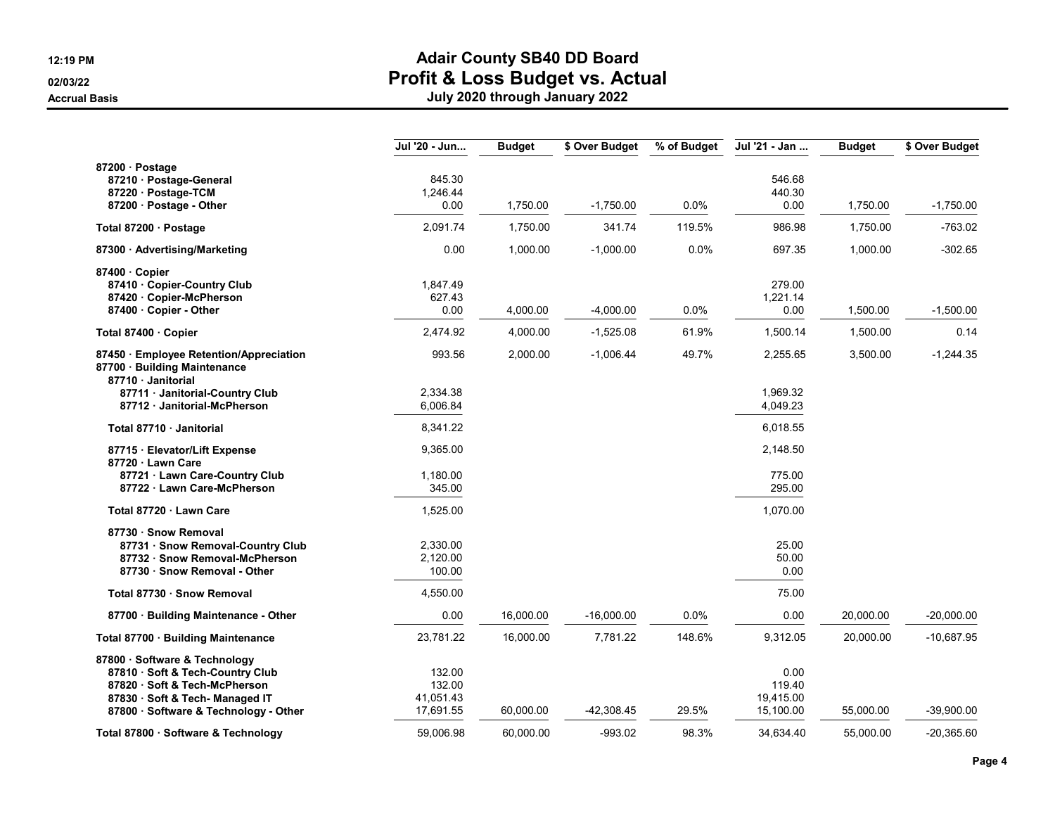# Adair County SB40 DD Board
## Profit & Loss Budget vs. Actual
### July 2020 through January 2022

12:19 PM
02/03/22
Accrual Basis

| | Jul '20 - Jun... | Budget | $ Over Budget | % of Budget | Jul '21 - Jan ... | Budget | $ Over Budget |
|---|---|---|---|---|---|---|---|
| 87200 · Postage | | | | | | | |
| 87210 · Postage-General | 845.30 | | | | 546.68 | | |
| 87220 · Postage-TCM | 1,246.44 | | | | 440.30 | | |
| 87200 · Postage - Other | 0.00 | 1,750.00 | -1,750.00 | 0.0% | 0.00 | 1,750.00 | -1,750.00 |
| **Total 87200 · Postage** | 2,091.74 | 1,750.00 | 341.74 | 119.5% | 986.98 | 1,750.00 | -763.02 |
| 87300 · Advertising/Marketing | 0.00 | 1,000.00 | -1,000.00 | 0.0% | 697.35 | 1,000.00 | -302.65 |
| 87400 · Copier | | | | | | | |
| 87410 · Copier-Country Club | 1,847.49 | | | | 279.00 | | |
| 87420 · Copier-McPherson | 627.43 | | | | 1,221.14 | | |
| 87400 · Copier - Other | 0.00 | 4,000.00 | -4,000.00 | 0.0% | 0.00 | 1,500.00 | -1,500.00 |
| **Total 87400 · Copier** | 2,474.92 | 4,000.00 | -1,525.08 | 61.9% | 1,500.14 | 1,500.00 | 0.14 |
| 87450 · Employee Retention/Appreciation | 993.56 | 2,000.00 | -1,006.44 | 49.7% | 2,255.65 | 3,500.00 | -1,244.35 |
| 87700 · Building Maintenance | | | | | | | |
| 87710 · Janitorial | | | | | | | |
| 87711 · Janitorial-Country Club | 2,334.38 | | | | 1,969.32 | | |
| 87712 · Janitorial-McPherson | 6,006.84 | | | | 4,049.23 | | |
| **Total 87710 · Janitorial** | 8,341.22 | | | | 6,018.55 | | |
| 87715 · Elevator/Lift Expense | 9,365.00 | | | | 2,148.50 | | |
| 87720 · Lawn Care | | | | | | | |
| 87721 · Lawn Care-Country Club | 1,180.00 | | | | 775.00 | | |
| 87722 · Lawn Care-McPherson | 345.00 | | | | 295.00 | | |
| **Total 87720 · Lawn Care** | 1,525.00 | | | | 1,070.00 | | |
| 87730 · Snow Removal | | | | | | | |
| 87731 · Snow Removal-Country Club | 2,330.00 | | | | 25.00 | | |
| 87732 · Snow Removal-McPherson | 2,120.00 | | | | 50.00 | | |
| 87730 · Snow Removal - Other | 100.00 | | | | 0.00 | | |
| **Total 87730 · Snow Removal** | 4,550.00 | | | | 75.00 | | |
| 87700 · Building Maintenance - Other | 0.00 | 16,000.00 | -16,000.00 | 0.0% | 0.00 | 20,000.00 | -20,000.00 |
| **Total 87700 · Building Maintenance** | 23,781.22 | 16,000.00 | 7,781.22 | 148.6% | 9,312.05 | 20,000.00 | -10,687.95 |
| 87800 · Software & Technology | | | | | | | |
| 87810 · Soft & Tech-Country Club | 132.00 | | | | 0.00 | | |
| 87820 · Soft & Tech-McPherson | 132.00 | | | | 119.40 | | |
| 87830 · Soft & Tech- Managed IT | 41,051.43 | | | | 19,415.00 | | |
| 87800 · Software & Technology - Other | 17,691.55 | 60,000.00 | -42,308.45 | 29.5% | 15,100.00 | 55,000.00 | -39,900.00 |
| **Total 87800 · Software & Technology** | 59,006.98 | 60,000.00 | -993.02 | 98.3% | 34,634.40 | 55,000.00 | -20,365.60 |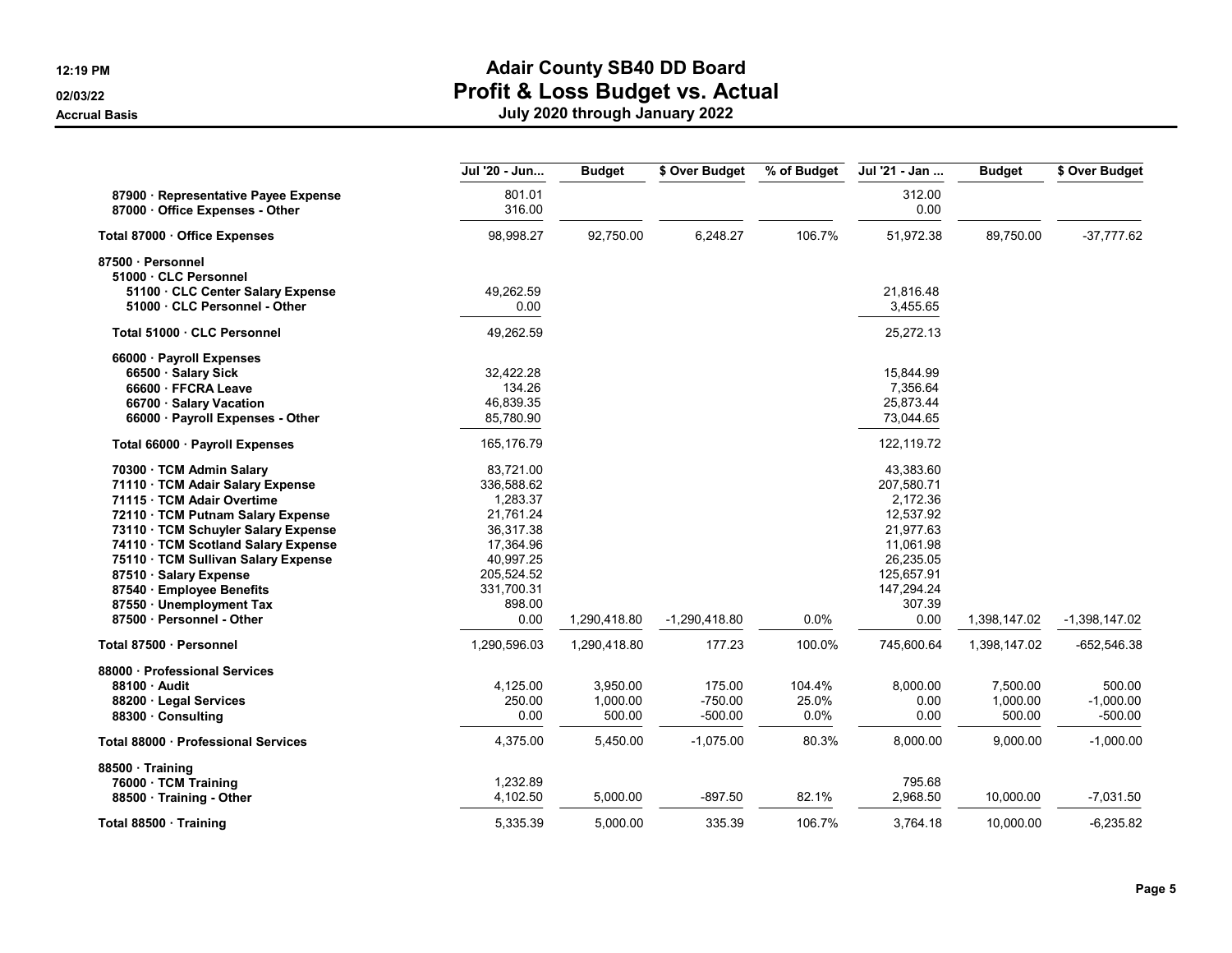# Adair County SB40 DD Board
## Profit & Loss Budget vs. Actual
### July 2020 through January 2022

Accrual Basis

| | Jul '20 - Jun... | Budget | $ Over Budget | % of Budget | Jul '21 - Jan ... | Budget | $ Over Budget |
|---|---|---|---|---|---|---|---|
| 87900 · Representative Payee Expense | 801.01 | | | | 312.00 | | |
| 87000 · Office Expenses - Other | 316.00 | | | | 0.00 | | |
| **Total 87000 · Office Expenses** | 98,998.27 | 92,750.00 | 6,248.27 | 106.7% | 51,972.38 | 89,750.00 | -37,777.62 |
| **87500 · Personnel** | | | | | | | |
| **51000 · CLC Personnel** | | | | | | | |
| 51100 · CLC Center Salary Expense | 49,262.59 | | | | 21,816.48 | | |
| 51000 · CLC Personnel - Other | 0.00 | | | | 3,455.65 | | |
| **Total 51000 · CLC Personnel** | 49,262.59 | | | | 25,272.13 | | |
| **66000 · Payroll Expenses** | | | | | | | |
| 66500 · Salary Sick | 32,422.28 | | | | 15,844.99 | | |
| 66600 · FFCRA Leave | 134.26 | | | | 7,356.64 | | |
| 66700 · Salary Vacation | 46,839.35 | | | | 25,873.44 | | |
| 66000 · Payroll Expenses - Other | 85,780.90 | | | | 73,044.65 | | |
| **Total 66000 · Payroll Expenses** | 165,176.79 | | | | 122,119.72 | | |
| 70300 · TCM Admin Salary | 83,721.00 | | | | 43,383.60 | | |
| 71110 · TCM Adair Salary Expense | 336,588.62 | | | | 207,580.71 | | |
| 71115 · TCM Adair Overtime | 1,283.37 | | | | 2,172.36 | | |
| 72110 · TCM Putnam Salary Expense | 21,761.24 | | | | 12,537.92 | | |
| 73110 · TCM Schuyler Salary Expense | 36,317.38 | | | | 21,977.63 | | |
| 74110 · TCM Scotland Salary Expense | 17,364.96 | | | | 11,061.98 | | |
| 75110 · TCM Sullivan Salary Expense | 40,997.25 | | | | 26,235.05 | | |
| 87510 · Salary Expense | 205,524.52 | | | | 125,657.91 | | |
| 87540 · Employee Benefits | 331,700.31 | | | | 147,294.24 | | |
| 87550 · Unemployment Tax | 898.00 | | | | 307.39 | | |
| 87500 · Personnel - Other | 0.00 | 1,290,418.80 | -1,290,418.80 | 0.0% | 0.00 | 1,398,147.02 | -1,398,147.02 |
| **Total 87500 · Personnel** | 1,290,596.03 | 1,290,418.80 | 177.23 | 100.0% | 745,600.64 | 1,398,147.02 | -652,546.38 |
| **88000 · Professional Services** | | | | | | | |
| 88100 · Audit | 4,125.00 | 3,950.00 | 175.00 | 104.4% | 8,000.00 | 7,500.00 | 500.00 |
| 88200 · Legal Services | 250.00 | 1,000.00 | -750.00 | 25.0% | 0.00 | 1,000.00 | -1,000.00 |
| 88300 · Consulting | 0.00 | 500.00 | -500.00 | 0.0% | 0.00 | 500.00 | -500.00 |
| **Total 88000 · Professional Services** | 4,375.00 | 5,450.00 | -1,075.00 | 80.3% | 8,000.00 | 9,000.00 | -1,000.00 |
| **88500 · Training** | | | | | | | |
| 76000 · TCM Training | 1,232.89 | | | | 795.68 | | |
| 88500 · Training - Other | 4,102.50 | 5,000.00 | -897.50 | 82.1% | 2,968.50 | 10,000.00 | -7,031.50 |
| **Total 88500 · Training** | 5,335.39 | 5,000.00 | 335.39 | 106.7% | 3,764.18 | 10,000.00 | -6,235.82 |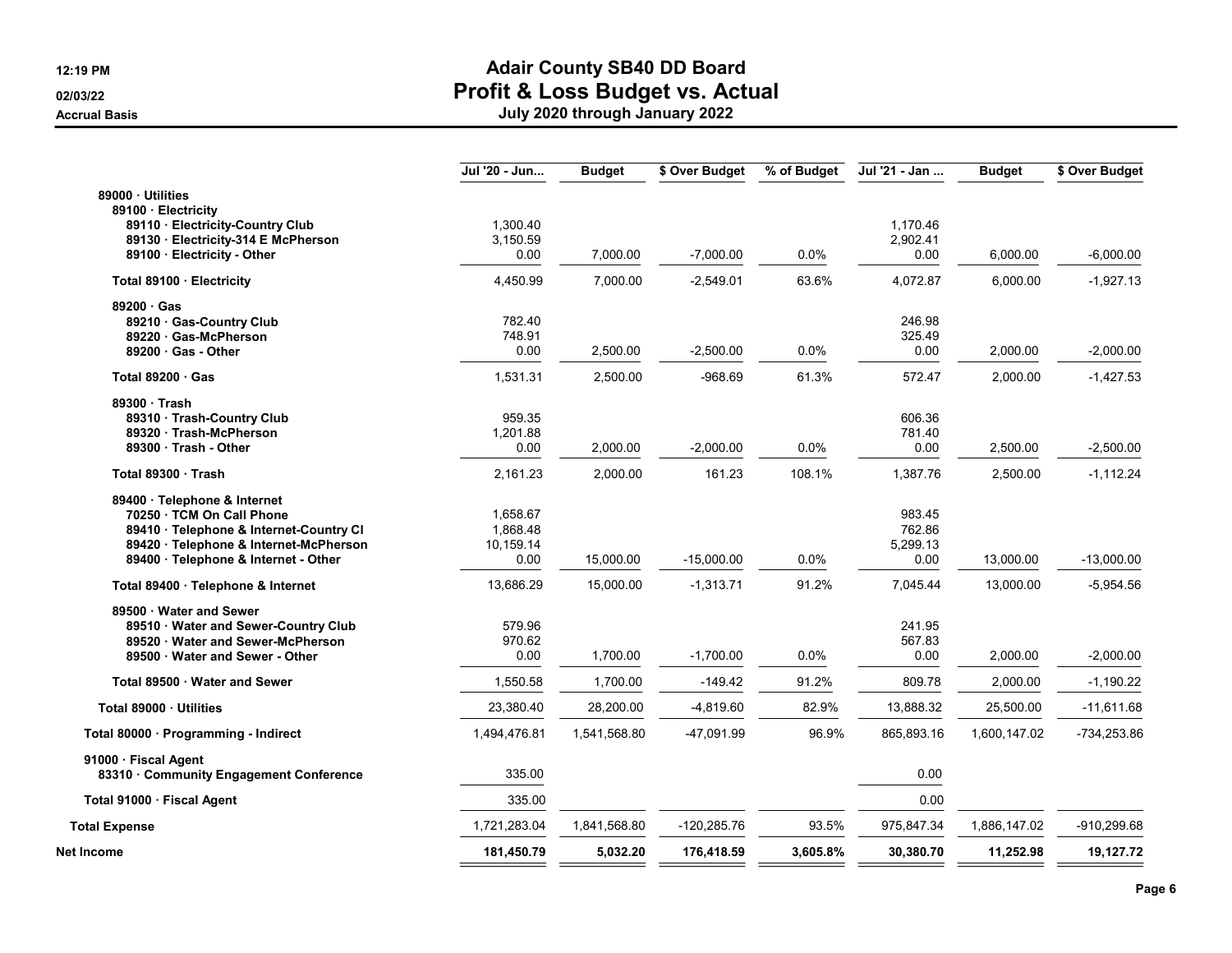# Adair County SB40 DD Board
## Profit & Loss Budget vs. Actual
### July 2020 through January 2022

12:19 PM
02/03/22
Accrual Basis

| | Jul '20 - Jun... | Budget | $ Over Budget | % of Budget | Jul '21 - Jan ... | Budget | $ Over Budget |
|---|---|---|---|---|---|---|---|
| 89000 · Utilities | | | | | | | |
| 89100 · Electricity | | | | | | | |
| 89110 · Electricity-Country Club | 1,300.40 | | | | 1,170.46 | | |
| 89130 · Electricity-314 E McPherson | 3,150.59 | | | | 2,902.41 | | |
| 89100 · Electricity - Other | 0.00 | 7,000.00 | -7,000.00 | 0.0% | 0.00 | 6,000.00 | -6,000.00 |
| Total 89100 · Electricity | 4,450.99 | 7,000.00 | -2,549.01 | 63.6% | 4,072.87 | 6,000.00 | -1,927.13 |
| 89200 · Gas | | | | | | | |
| 89210 · Gas-Country Club | 782.40 | | | | 246.98 | | |
| 89220 · Gas-McPherson | 748.91 | | | | 325.49 | | |
| 89200 · Gas - Other | 0.00 | 2,500.00 | -2,500.00 | 0.0% | 0.00 | 2,000.00 | -2,000.00 |
| Total 89200 · Gas | 1,531.31 | 2,500.00 | -968.69 | 61.3% | 572.47 | 2,000.00 | -1,427.53 |
| 89300 · Trash | | | | | | | |
| 89310 · Trash-Country Club | 959.35 | | | | 606.36 | | |
| 89320 · Trash-McPherson | 1,201.88 | | | | 781.40 | | |
| 89300 · Trash - Other | 0.00 | 2,000.00 | -2,000.00 | 0.0% | 0.00 | 2,500.00 | -2,500.00 |
| Total 89300 · Trash | 2,161.23 | 2,000.00 | 161.23 | 108.1% | 1,387.76 | 2,500.00 | -1,112.24 |
| 89400 · Telephone & Internet | | | | | | | |
| 70250 · TCM On Call Phone | 1,658.67 | | | | 983.45 | | |
| 89410 · Telephone & Internet-Country Cl | 1,868.48 | | | | 762.86 | | |
| 89420 · Telephone & Internet-McPherson | 10,159.14 | | | | 5,299.13 | | |
| 89400 · Telephone & Internet - Other | 0.00 | 15,000.00 | -15,000.00 | 0.0% | 0.00 | 13,000.00 | -13,000.00 |
| Total 89400 · Telephone & Internet | 13,686.29 | 15,000.00 | -1,313.71 | 91.2% | 7,045.44 | 13,000.00 | -5,954.56 |
| 89500 · Water and Sewer | | | | | | | |
| 89510 · Water and Sewer-Country Club | 579.96 | | | | 241.95 | | |
| 89520 · Water and Sewer-McPherson | 970.62 | | | | 567.83 | | |
| 89500 · Water and Sewer - Other | 0.00 | 1,700.00 | -1,700.00 | 0.0% | 0.00 | 2,000.00 | -2,000.00 |
| Total 89500 · Water and Sewer | 1,550.58 | 1,700.00 | -149.42 | 91.2% | 809.78 | 2,000.00 | -1,190.22 |
| Total 89000 · Utilities | 23,380.40 | 28,200.00 | -4,819.60 | 82.9% | 13,888.32 | 25,500.00 | -11,611.68 |
| Total 80000 · Programming - Indirect | 1,494,476.81 | 1,541,568.80 | -47,091.99 | 96.9% | 865,893.16 | 1,600,147.02 | -734,253.86 |
| 91000 · Fiscal Agent | | | | | | | |
| 83310 · Community Engagement Conference | 335.00 | | | | 0.00 | | |
| Total 91000 · Fiscal Agent | 335.00 | | | | 0.00 | | |
| Total Expense | 1,721,283.04 | 1,841,568.80 | -120,285.76 | 93.5% | 975,847.34 | 1,886,147.02 | -910,299.68 |
| **Net Income** | **181,450.79** | **5,032.20** | **176,418.59** | **3,605.8%** | **30,380.70** | **11,252.98** | **19,127.72** |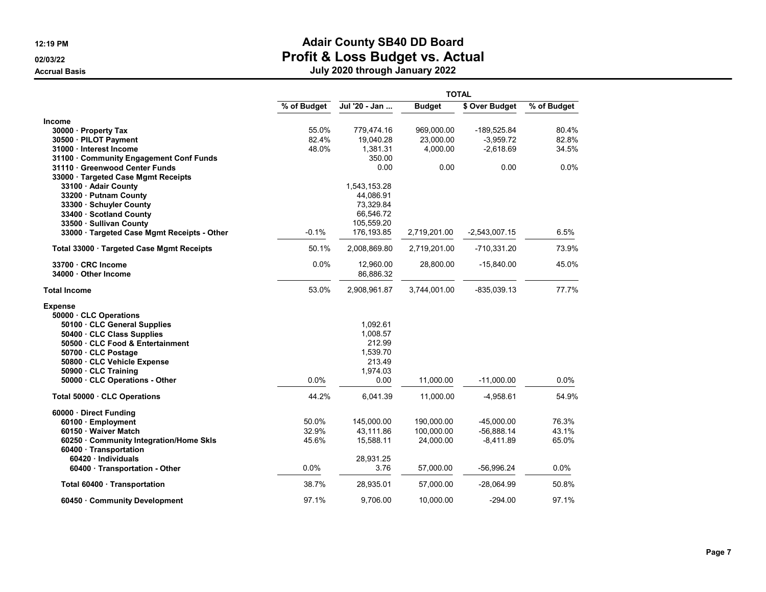# Adair County SB40 DD Board
## Profit & Loss Budget vs. Actual
### July 2020 through January 2022

12:19 PM
02/03/22
Accrual Basis

| | % of Budget | Jul '20 - Jan ... | Budget | $ Over Budget | % of Budget |
|---|---|---|---|---|---|
| | | **TOTAL** | | | |
| **Income** | | | | | |
| 30000 · Property Tax | 55.0% | 779,474.16 | 969,000.00 | -189,525.84 | 80.4% |
| 30500 · PILOT Payment | 82.4% | 19,040.28 | 23,000.00 | -3,959.72 | 82.8% |
| 31000 · Interest Income | 48.0% | 1,381.31 | 4,000.00 | -2,618.69 | 34.5% |
| 31100 · Community Engagement Conf Funds | | 350.00 | | | |
| 31110 · Greenwood Center Funds | | 0.00 | 0.00 | 0.00 | 0.0% |
| 33000 · Targeted Case Mgmt Receipts | | | | | |
| 33100 · Adair County | | 1,543,153.28 | | | |
| 33200 · Putnam County | | 44,086.91 | | | |
| 33300 · Schuyler County | | 73,329.84 | | | |
| 33400 · Scotland County | | 66,546.72 | | | |
| 33500 · Sullivan County | | 105,559.20 | | | |
| 33000 · Targeted Case Mgmt Receipts - Other | -0.1% | 176,193.85 | 2,719,201.00 | -2,543,007.15 | 6.5% |
| Total 33000 · Targeted Case Mgmt Receipts | 50.1% | 2,008,869.80 | 2,719,201.00 | -710,331.20 | 73.9% |
| 33700 · CRC Income | 0.0% | 12,960.00 | 28,800.00 | -15,840.00 | 45.0% |
| 34000 · Other Income | | 86,886.32 | | | |
| **Total Income** | 53.0% | 2,908,961.87 | 3,744,001.00 | -835,039.13 | 77.7% |
| **Expense** | | | | | |
| 50000 · CLC Operations | | | | | |
| 50100 · CLC General Supplies | | 1,092.61 | | | |
| 50400 · CLC Class Supplies | | 1,008.57 | | | |
| 50500 · CLC Food & Entertainment | | 212.99 | | | |
| 50700 · CLC Postage | | 1,539.70 | | | |
| 50800 · CLC Vehicle Expense | | 213.49 | | | |
| 50900 · CLC Training | | 1,974.03 | | | |
| 50000 · CLC Operations - Other | 0.0% | 0.00 | 11,000.00 | -11,000.00 | 0.0% |
| Total 50000 · CLC Operations | 44.2% | 6,041.39 | 11,000.00 | -4,958.61 | 54.9% |
| 60000 · Direct Funding | | | | | |
| 60100 · Employment | 50.0% | 145,000.00 | 190,000.00 | -45,000.00 | 76.3% |
| 60150 · Waiver Match | 32.9% | 43,111.86 | 100,000.00 | -56,888.14 | 43.1% |
| 60250 · Community Integration/Home Skls | 45.6% | 15,588.11 | 24,000.00 | -8,411.89 | 65.0% |
| 60400 · Transportation | | | | | |
| 60420 · Individuals | | 28,931.25 | | | |
| 60400 · Transportation - Other | 0.0% | 3.76 | 57,000.00 | -56,996.24 | 0.0% |
| Total 60400 · Transportation | 38.7% | 28,935.01 | 57,000.00 | -28,064.99 | 50.8% |
| 60450 · Community Development | 97.1% | 9,706.00 | 10,000.00 | -294.00 | 97.1% |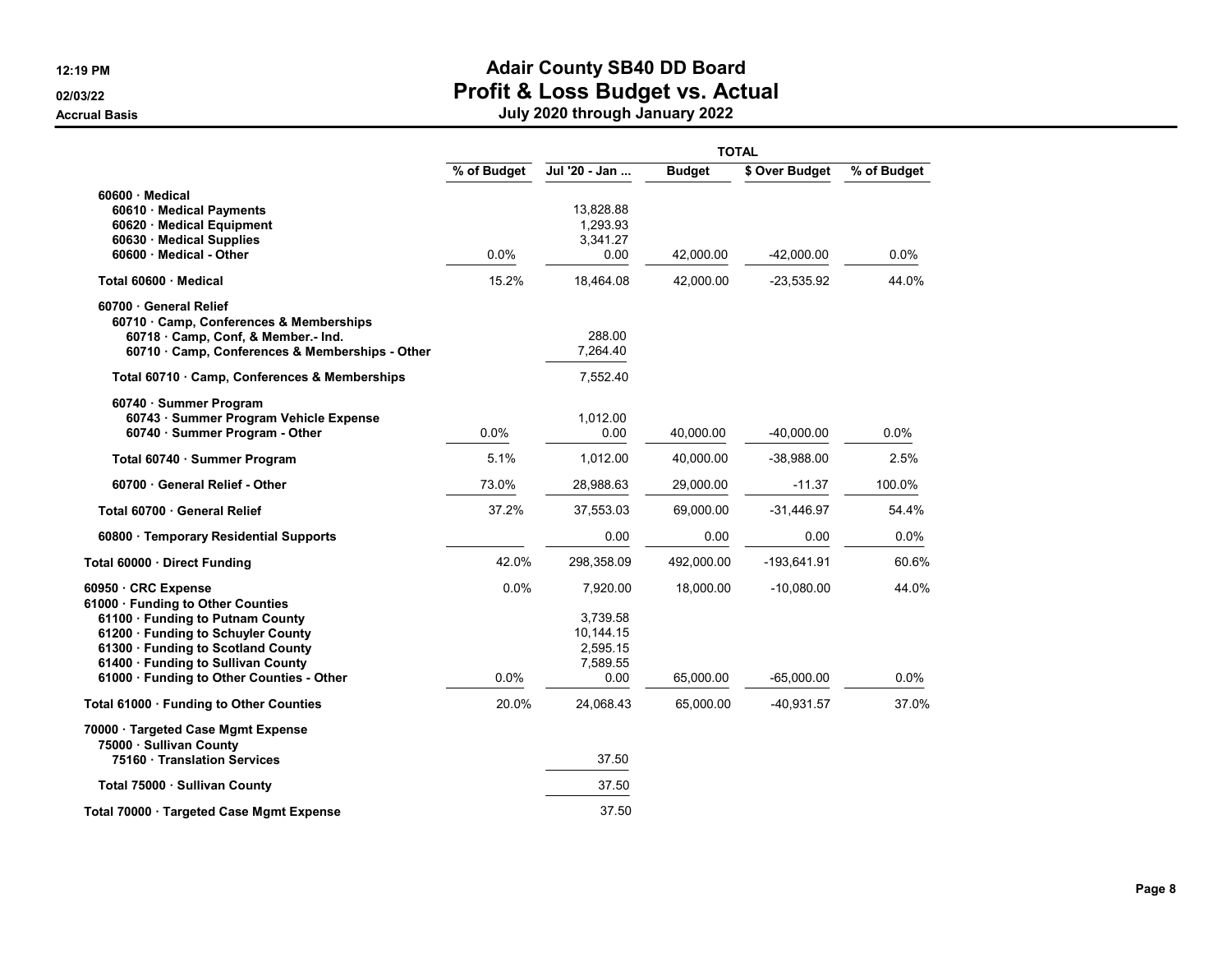# Adair County SB40 DD Board

## Profit & Loss Budget vs. Actual

### July 2020 through January 2022

12:19 PM
02/03/22
Accrual Basis

| | % of Budget | TOTAL | | | |
|---|---|---|---|---|---|
| | | Jul '20 - Jan ... | Budget | $ Over Budget | % of Budget |
| 60600 · Medical | | | | | |
| 60610 · Medical Payments | | 13,828.88 | | | |
| 60620 · Medical Equipment | | 1,293.93 | | | |
| 60630 · Medical Supplies | | 3,341.27 | | | |
| 60600 · Medical - Other | 0.0% | 0.00 | 42,000.00 | -42,000.00 | 0.0% |
| Total 60600 · Medical | 15.2% | 18,464.08 | 42,000.00 | -23,535.92 | 44.0% |
| 60700 · General Relief | | | | | |
| 60710 · Camp, Conferences & Memberships | | | | | |
| 60718 · Camp, Conf, & Member.- Ind. | | 288.00 | | | |
| 60710 · Camp, Conferences & Memberships - Other | | 7,264.40 | | | |
| Total 60710 · Camp, Conferences & Memberships | | 7,552.40 | | | |
| 60740 · Summer Program | | | | | |
| 60743 · Summer Program Vehicle Expense | | 1,012.00 | | | |
| 60740 · Summer Program - Other | 0.0% | 0.00 | 40,000.00 | -40,000.00 | 0.0% |
| Total 60740 · Summer Program | 5.1% | 1,012.00 | 40,000.00 | -38,988.00 | 2.5% |
| 60700 · General Relief - Other | 73.0% | 28,988.63 | 29,000.00 | -11.37 | 100.0% |
| Total 60700 · General Relief | 37.2% | 37,553.03 | 69,000.00 | -31,446.97 | 54.4% |
| 60800 · Temporary Residential Supports | | 0.00 | 0.00 | 0.00 | 0.0% |
| Total 60000 · Direct Funding | 42.0% | 298,358.09 | 492,000.00 | -193,641.91 | 60.6% |
| 60950 · CRC Expense | 0.0% | 7,920.00 | 18,000.00 | -10,080.00 | 44.0% |
| 61000 · Funding to Other Counties | | | | | |
| 61100 · Funding to Putnam County | | 3,739.58 | | | |
| 61200 · Funding to Schuyler County | | 10,144.15 | | | |
| 61300 · Funding to Scotland County | | 2,595.15 | | | |
| 61400 · Funding to Sullivan County | | 7,589.55 | | | |
| 61000 · Funding to Other Counties - Other | 0.0% | 0.00 | 65,000.00 | -65,000.00 | 0.0% |
| Total 61000 · Funding to Other Counties | 20.0% | 24,068.43 | 65,000.00 | -40,931.57 | 37.0% |
| 70000 · Targeted Case Mgmt Expense | | | | | |
| 75000 · Sullivan County | | | | | |
| 75160 · Translation Services | | 37.50 | | | |
| Total 75000 · Sullivan County | | 37.50 | | | |
| Total 70000 · Targeted Case Mgmt Expense | | 37.50 | | | |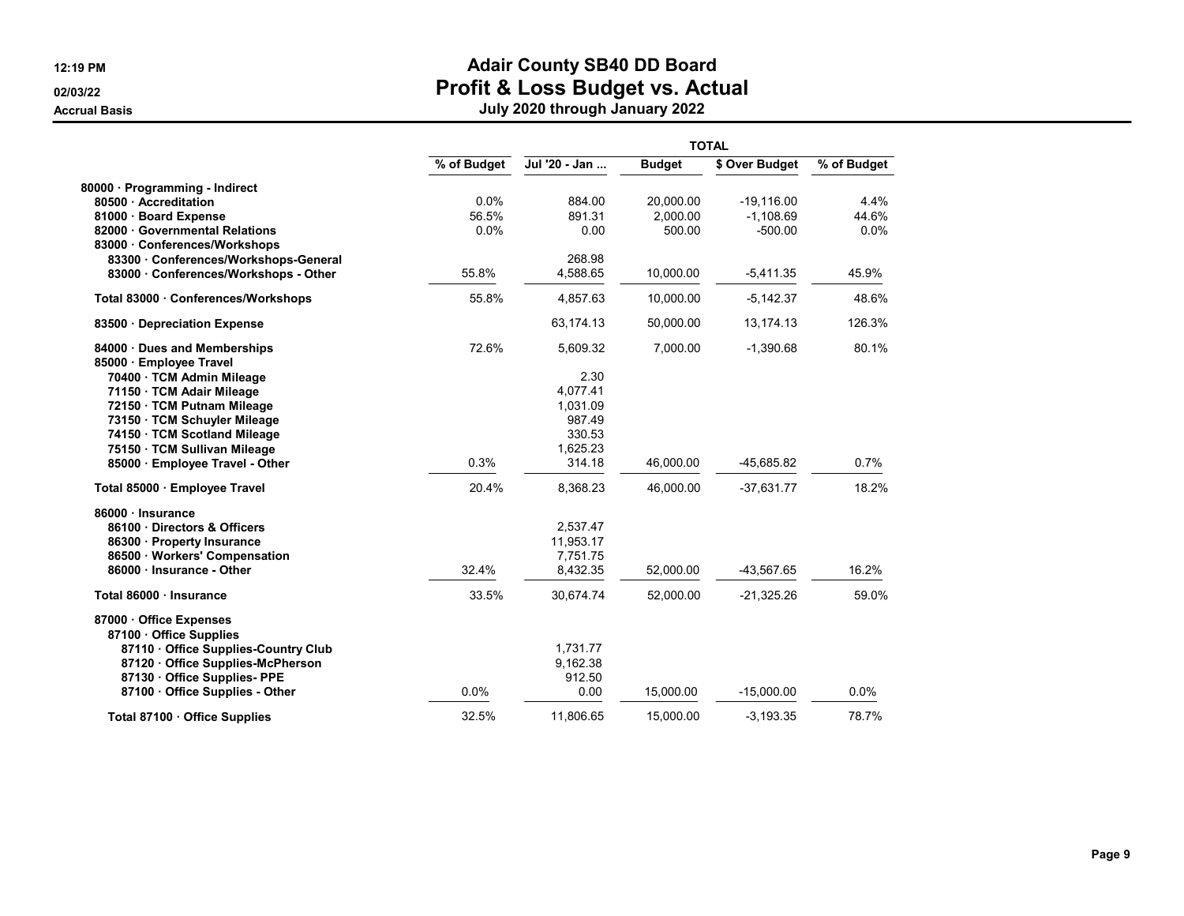# Adair County SB40 DD Board
## Profit & Loss Budget vs. Actual
### July 2020 through January 2022

12:19 PM
02/03/22
Accrual Basis

| | % of Budget | TOTAL | | | |
|---|---|---|---|---|---|
| | | Jul '20 - Jan ... | Budget | $ Over Budget | % of Budget |
| **80000 · Programming - Indirect** | | | | | |
| **80500 · Accreditation** | 0.0% | 884.00 | 20,000.00 | -19,116.00 | 4.4% |
| **81000 · Board Expense** | 56.5% | 891.31 | 2,000.00 | -1,108.69 | 44.6% |
| **82000 · Governmental Relations** | 0.0% | 0.00 | 500.00 | -500.00 | 0.0% |
| **83000 · Conferences/Workshops** | | | | | |
| **83300 · Conferences/Workshops-General** | | 268.98 | | | |
| **83000 · Conferences/Workshops - Other** | 55.8% | 4,588.65 | 10,000.00 | -5,411.35 | 45.9% |
| **Total 83000 · Conferences/Workshops** | 55.8% | 4,857.63 | 10,000.00 | -5,142.37 | 48.6% |
| **83500 · Depreciation Expense** | | 63,174.13 | 50,000.00 | 13,174.13 | 126.3% |
| **84000 · Dues and Memberships** | 72.6% | 5,609.32 | 7,000.00 | -1,390.68 | 80.1% |
| **85000 · Employee Travel** | | | | | |
| **70400 · TCM Admin Mileage** | | 2.30 | | | |
| **71150 · TCM Adair Mileage** | | 4,077.41 | | | |
| **72150 · TCM Putnam Mileage** | | 1,031.09 | | | |
| **73150 · TCM Schuyler Mileage** | | 987.49 | | | |
| **74150 · TCM Scotland Mileage** | | 330.53 | | | |
| **75150 · TCM Sullivan Mileage** | | 1,625.23 | | | |
| **85000 · Employee Travel - Other** | 0.3% | 314.18 | 46,000.00 | -45,685.82 | 0.7% |
| **Total 85000 · Employee Travel** | 20.4% | 8,368.23 | 46,000.00 | -37,631.77 | 18.2% |
| **86000 · Insurance** | | | | | |
| **86100 · Directors & Officers** | | 2,537.47 | | | |
| **86300 · Property Insurance** | | 11,953.17 | | | |
| **86500 · Workers' Compensation** | | 7,751.75 | | | |
| **86000 · Insurance - Other** | 32.4% | 8,432.35 | 52,000.00 | -43,567.65 | 16.2% |
| **Total 86000 · Insurance** | 33.5% | 30,674.74 | 52,000.00 | -21,325.26 | 59.0% |
| **87000 · Office Expenses** | | | | | |
| **87100 · Office Supplies** | | | | | |
| **87110 · Office Supplies-Country Club** | | 1,731.77 | | | |
| **87120 · Office Supplies-McPherson** | | 9,162.38 | | | |
| **87130 · Office Supplies- PPE** | | 912.50 | | | |
| **87100 · Office Supplies - Other** | 0.0% | 0.00 | 15,000.00 | -15,000.00 | 0.0% |
| **Total 87100 · Office Supplies** | 32.5% | 11,806.65 | 15,000.00 | -3,193.35 | 78.7% |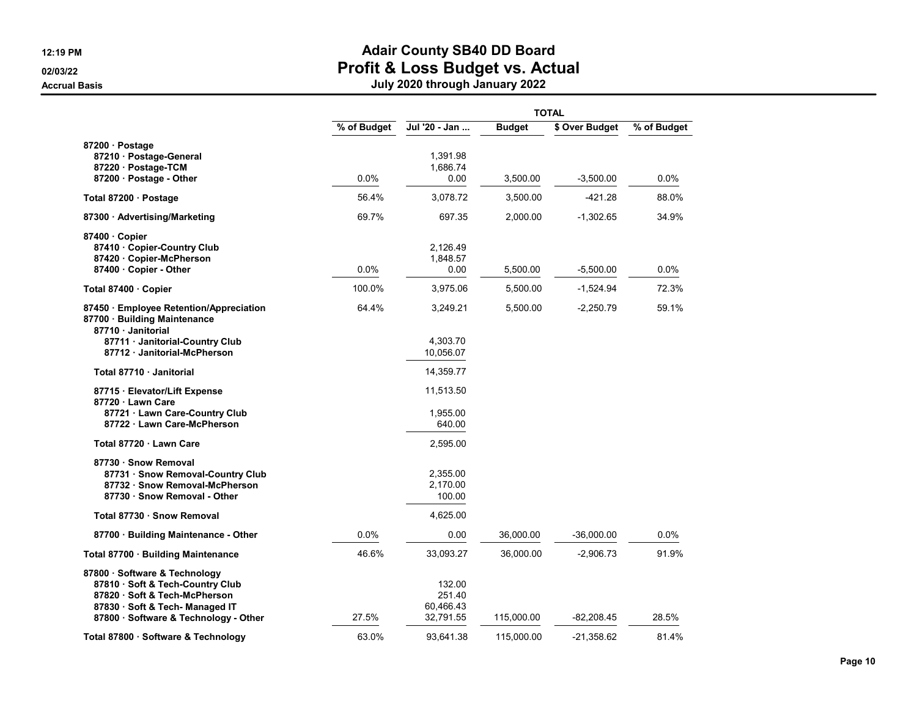# Adair County SB40 DD Board
## Profit & Loss Budget vs. Actual
### July 2020 through January 2022

12:19 PM
02/03/22
Accrual Basis

| | % of Budget | TOTAL | | | |
|---|---|---|---|---|---|
| | | Jul '20 - Jan ... | Budget | $ Over Budget | % of Budget |
| 87200 · Postage | | | | | |
| 87210 · Postage-General | | 1,391.98 | | | |
| 87220 · Postage-TCM | | 1,686.74 | | | |
| 87200 · Postage - Other | 0.0% | 0.00 | 3,500.00 | -3,500.00 | 0.0% |
| Total 87200 · Postage | 56.4% | 3,078.72 | 3,500.00 | -421.28 | 88.0% |
| 87300 · Advertising/Marketing | 69.7% | 697.35 | 2,000.00 | -1,302.65 | 34.9% |
| 87400 · Copier | | | | | |
| 87410 · Copier-Country Club | | 2,126.49 | | | |
| 87420 · Copier-McPherson | | 1,848.57 | | | |
| 87400 · Copier - Other | 0.0% | 0.00 | 5,500.00 | -5,500.00 | 0.0% |
| Total 87400 · Copier | 100.0% | 3,975.06 | 5,500.00 | -1,524.94 | 72.3% |
| 87450 · Employee Retention/Appreciation | 64.4% | 3,249.21 | 5,500.00 | -2,250.79 | 59.1% |
| 87700 · Building Maintenance | | | | | |
| 87710 · Janitorial | | | | | |
| 87711 · Janitorial-Country Club | | 4,303.70 | | | |
| 87712 · Janitorial-McPherson | | 10,056.07 | | | |
| Total 87710 · Janitorial | | 14,359.77 | | | |
| 87715 · Elevator/Lift Expense | | 11,513.50 | | | |
| 87720 · Lawn Care | | | | | |
| 87721 · Lawn Care-Country Club | | 1,955.00 | | | |
| 87722 · Lawn Care-McPherson | | 640.00 | | | |
| Total 87720 · Lawn Care | | 2,595.00 | | | |
| 87730 · Snow Removal | | | | | |
| 87731 · Snow Removal-Country Club | | 2,355.00 | | | |
| 87732 · Snow Removal-McPherson | | 2,170.00 | | | |
| 87730 · Snow Removal - Other | | 100.00 | | | |
| Total 87730 · Snow Removal | | 4,625.00 | | | |
| 87700 · Building Maintenance - Other | 0.0% | 0.00 | 36,000.00 | -36,000.00 | 0.0% |
| Total 87700 · Building Maintenance | 46.6% | 33,093.27 | 36,000.00 | -2,906.73 | 91.9% |
| 87800 · Software & Technology | | | | | |
| 87810 · Soft & Tech-Country Club | | 132.00 | | | |
| 87820 · Soft & Tech-McPherson | | 251.40 | | | |
| 87830 · Soft & Tech- Managed IT | | 60,466.43 | | | |
| 87800 · Software & Technology - Other | 27.5% | 32,791.55 | 115,000.00 | -82,208.45 | 28.5% |
| Total 87800 · Software & Technology | 63.0% | 93,641.38 | 115,000.00 | -21,358.62 | 81.4% |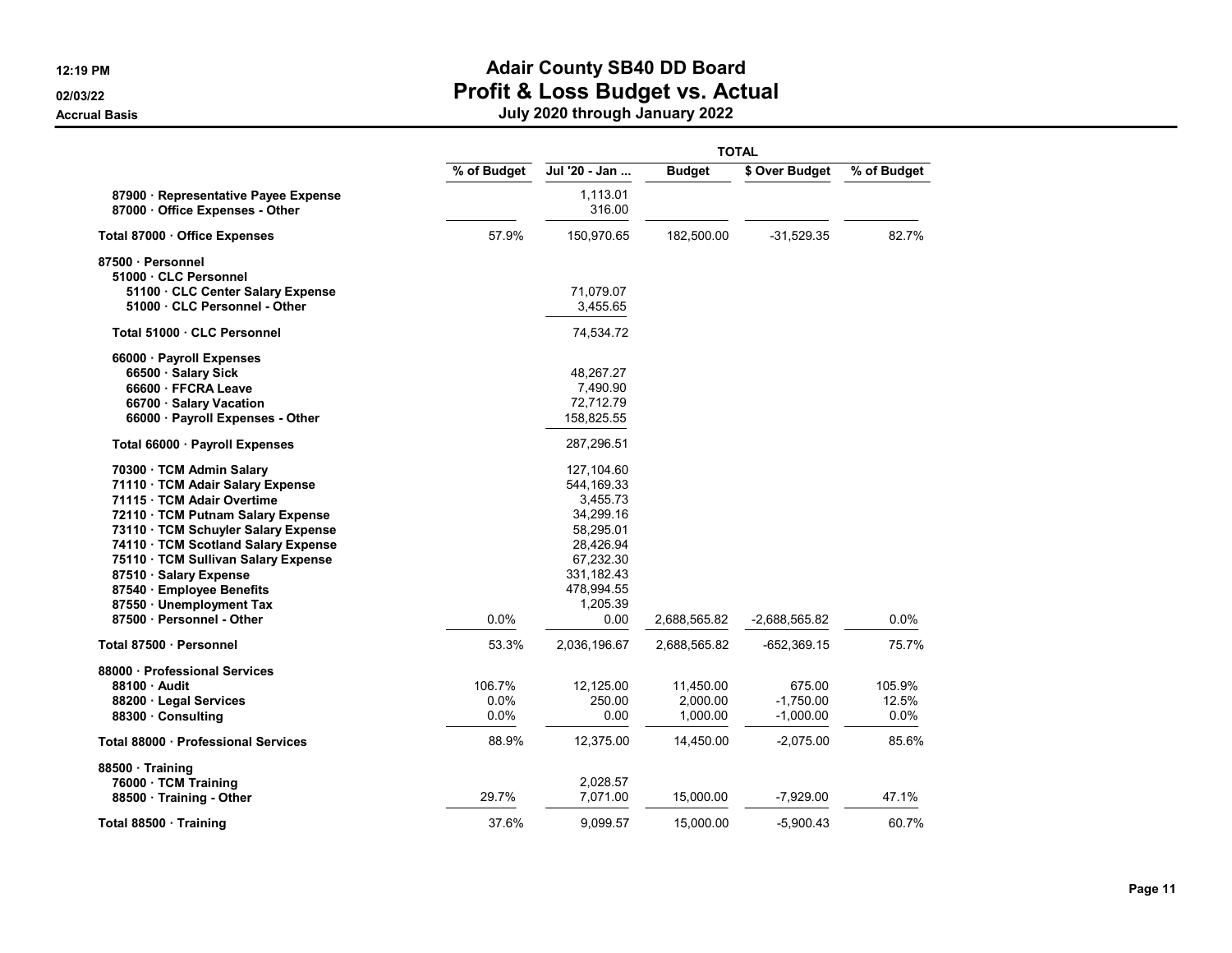# Adair County SB40 DD Board

## Profit & Loss Budget vs. Actual

### July 2020 through January 2022

12:19 PM
02/03/22
Accrual Basis

| | % of Budget | TOTAL | | | |
|---|---|---|---|---|---|
| | | Jul '20 - Jan ... | Budget | $ Over Budget | % of Budget |
| 87900 · Representative Payee Expense | | 1,113.01 | | | |
| 87000 · Office Expenses - Other | | 316.00 | | | |
| **Total 87000 · Office Expenses** | 57.9% | 150,970.65 | 182,500.00 | -31,529.35 | 82.7% |
| **87500 · Personnel** | | | | | |
| 51000 · CLC Personnel | | | | | |
| 51100 · CLC Center Salary Expense | | 71,079.07 | | | |
| 51000 · CLC Personnel - Other | | 3,455.65 | | | |
| **Total 51000 · CLC Personnel** | | 74,534.72 | | | |
| 66000 · Payroll Expenses | | | | | |
| 66500 · Salary Sick | | 48,267.27 | | | |
| 66600 · FFCRA Leave | | 7,490.90 | | | |
| 66700 · Salary Vacation | | 72,712.79 | | | |
| 66000 · Payroll Expenses - Other | | 158,825.55 | | | |
| **Total 66000 · Payroll Expenses** | | 287,296.51 | | | |
| 70300 · TCM Admin Salary | | 127,104.60 | | | |
| 71110 · TCM Adair Salary Expense | | 544,169.33 | | | |
| 71115 · TCM Adair Overtime | | 3,455.73 | | | |
| 72110 · TCM Putnam Salary Expense | | 34,299.16 | | | |
| 73110 · TCM Schuyler Salary Expense | | 58,295.01 | | | |
| 74110 · TCM Scotland Salary Expense | | 28,426.94 | | | |
| 75110 · TCM Sullivan Salary Expense | | 67,232.30 | | | |
| 87510 · Salary Expense | | 331,182.43 | | | |
| 87540 · Employee Benefits | | 478,994.55 | | | |
| 87550 · Unemployment Tax | | 1,205.39 | | | |
| 87500 · Personnel - Other | 0.0% | 0.00 | 2,688,565.82 | -2,688,565.82 | 0.0% |
| **Total 87500 · Personnel** | 53.3% | 2,036,196.67 | 2,688,565.82 | -652,369.15 | 75.7% |
| **88000 · Professional Services** | | | | | |
| 88100 · Audit | 106.7% | 12,125.00 | 11,450.00 | 675.00 | 105.9% |
| 88200 · Legal Services | 0.0% | 250.00 | 2,000.00 | -1,750.00 | 12.5% |
| 88300 · Consulting | 0.0% | 0.00 | 1,000.00 | -1,000.00 | 0.0% |
| **Total 88000 · Professional Services** | 88.9% | 12,375.00 | 14,450.00 | -2,075.00 | 85.6% |
| **88500 · Training** | | | | | |
| 76000 · TCM Training | | 2,028.57 | | | |
| 88500 · Training - Other | 29.7% | 7,071.00 | 15,000.00 | -7,929.00 | 47.1% |
| **Total 88500 · Training** | 37.6% | 9,099.57 | 15,000.00 | -5,900.43 | 60.7% |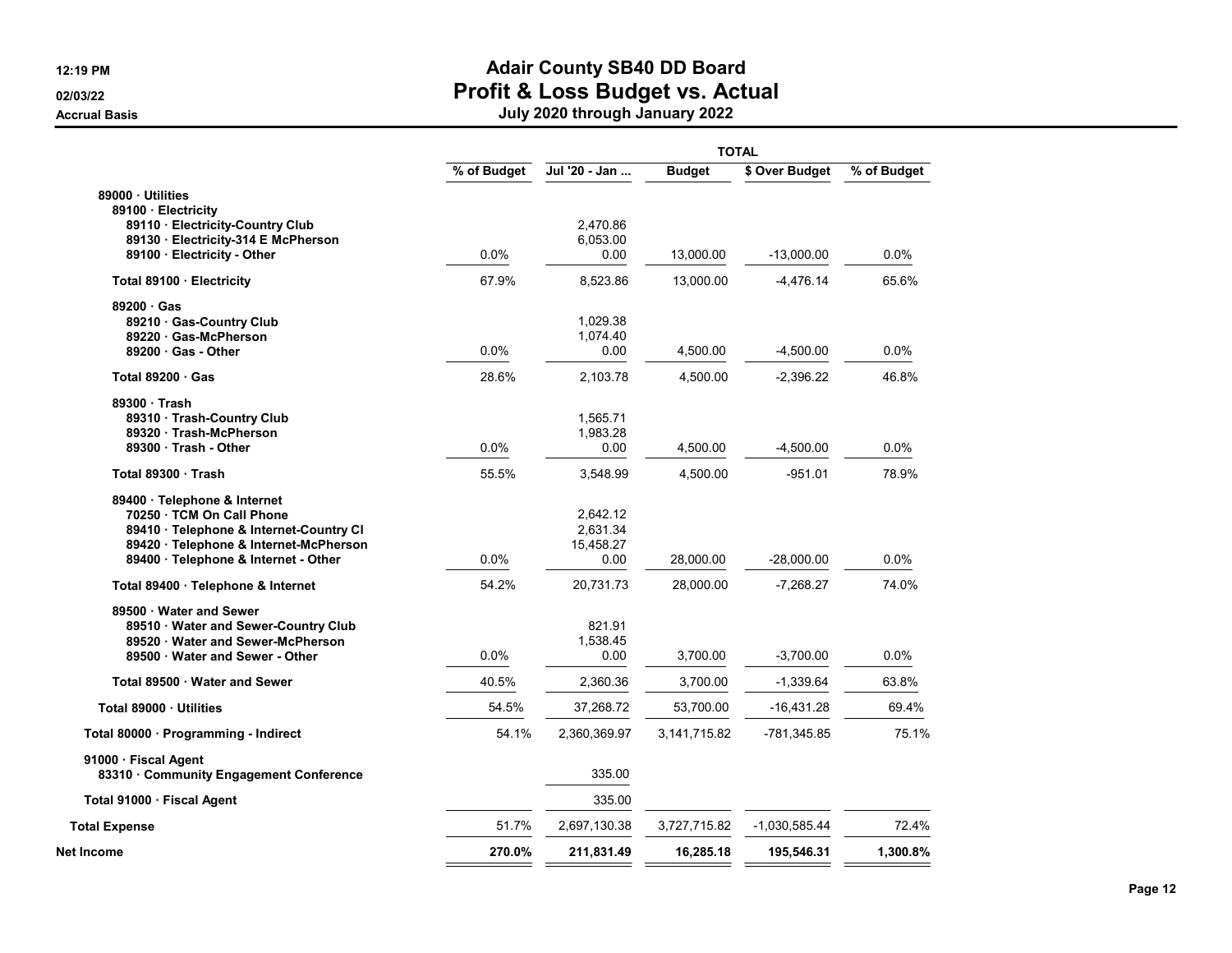# Adair County SB40 DD Board
## Profit & Loss Budget vs. Actual
### July 2020 through January 2022

12:19 PM
02/03/22
Accrual Basis

| | % of Budget | TOTAL Jul '20 - Jan ... | Budget | $ Over Budget | % of Budget |
|---|---|---|---|---|---|
| 89000 · Utilities | | | | | |
| 89100 · Electricity | | | | | |
| 89110 · Electricity-Country Club | | 2,470.86 | | | |
| 89130 · Electricity-314 E McPherson | | 6,053.00 | | | |
| 89100 · Electricity - Other | 0.0% | 0.00 | 13,000.00 | -13,000.00 | 0.0% |
| Total 89100 · Electricity | 67.9% | 8,523.86 | 13,000.00 | -4,476.14 | 65.6% |
| 89200 · Gas | | | | | |
| 89210 · Gas-Country Club | | 1,029.38 | | | |
| 89220 · Gas-McPherson | | 1,074.40 | | | |
| 89200 · Gas - Other | 0.0% | 0.00 | 4,500.00 | -4,500.00 | 0.0% |
| Total 89200 · Gas | 28.6% | 2,103.78 | 4,500.00 | -2,396.22 | 46.8% |
| 89300 · Trash | | | | | |
| 89310 · Trash-Country Club | | 1,565.71 | | | |
| 89320 · Trash-McPherson | | 1,983.28 | | | |
| 89300 · Trash - Other | 0.0% | 0.00 | 4,500.00 | -4,500.00 | 0.0% |
| Total 89300 · Trash | 55.5% | 3,548.99 | 4,500.00 | -951.01 | 78.9% |
| 89400 · Telephone & Internet | | | | | |
| 70250 · TCM On Call Phone | | 2,642.12 | | | |
| 89410 · Telephone & Internet-Country Cl | | 2,631.34 | | | |
| 89420 · Telephone & Internet-McPherson | | 15,458.27 | | | |
| 89400 · Telephone & Internet - Other | 0.0% | 0.00 | 28,000.00 | -28,000.00 | 0.0% |
| Total 89400 · Telephone & Internet | 54.2% | 20,731.73 | 28,000.00 | -7,268.27 | 74.0% |
| 89500 · Water and Sewer | | | | | |
| 89510 · Water and Sewer-Country Club | | 821.91 | | | |
| 89520 · Water and Sewer-McPherson | | 1,538.45 | | | |
| 89500 · Water and Sewer - Other | 0.0% | 0.00 | 3,700.00 | -3,700.00 | 0.0% |
| Total 89500 · Water and Sewer | 40.5% | 2,360.36 | 3,700.00 | -1,339.64 | 63.8% |
| Total 89000 · Utilities | 54.5% | 37,268.72 | 53,700.00 | -16,431.28 | 69.4% |
| Total 80000 · Programming - Indirect | 54.1% | 2,360,369.97 | 3,141,715.82 | -781,345.85 | 75.1% |
| 91000 · Fiscal Agent | | | | | |
| 83310 · Community Engagement Conference | | 335.00 | | | |
| Total 91000 · Fiscal Agent | | 335.00 | | | |
| Total Expense | 51.7% | 2,697,130.38 | 3,727,715.82 | -1,030,585.44 | 72.4% |
| **Net Income** | **270.0%** | **211,831.49** | **16,285.18** | **195,546.31** | **1,300.8%** |